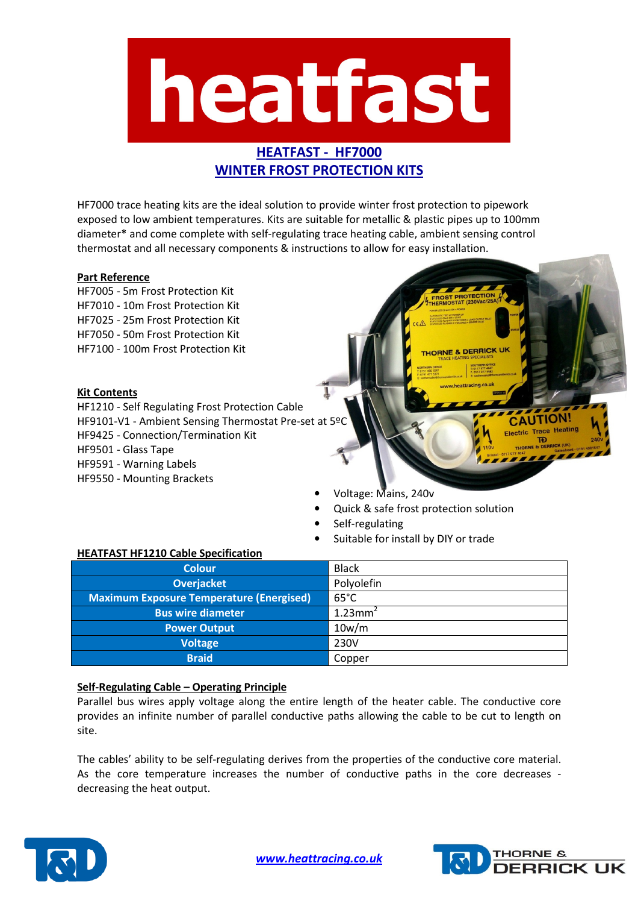# heatfast

## HEATFAST - HF7000
## WINTER FROST PROTECTION KITS

HF7000 trace heating kits are the ideal solution to provide winter frost protection to pipework exposed to low ambient temperatures. Kits are suitable for metallic & plastic pipes up to 100mm diameter* and come complete with self-regulating trace heating cable, ambient sensing control thermostat and all necessary components & instructions to allow for easy installation.

### Part Reference

HF7005 - 5m Frost Protection Kit
HF7010 - 10m Frost Protection Kit
HF7025 - 25m Frost Protection Kit
HF7050 - 50m Frost Protection Kit
HF7100 - 100m Frost Protection Kit

### Kit Contents

HF1210 - Self Regulating Frost Protection Cable
HF9101-V1 - Ambient Sensing Thermostat Pre-set at 5ºC
HF9425 - Connection/Termination Kit
HF9501 - Glass Tape
HF9591 - Warning Labels
HF9550 - Mounting Brackets

- Voltage: Mains, 240v
- Quick & safe frost protection solution
- Self-regulating
- Suitable for install by DIY or trade

### HEATFAST HF1210 Cable Specification

| | |
|---|---|
| **Colour** | Black |
| **Overjacket** | Polyolefin |
| **Maximum Exposure Temperature (Energised)** | 65°C |
| **Bus wire diameter** | $1.23mm^2$ |
| **Power Output** | 10w/m |
| **Voltage** | 230V |
| **Braid** | Copper |

### Self-Regulating Cable – Operating Principle

Parallel bus wires apply voltage along the entire length of the heater cable. The conductive core provides an infinite number of parallel conductive paths allowing the cable to be cut to length on site.

The cables' ability to be self-regulating derives from the properties of the conductive core material. As the core temperature increases the number of conductive paths in the core decreases - decreasing the heat output.

www.heattracing.co.uk

THORNE & DERRICK UK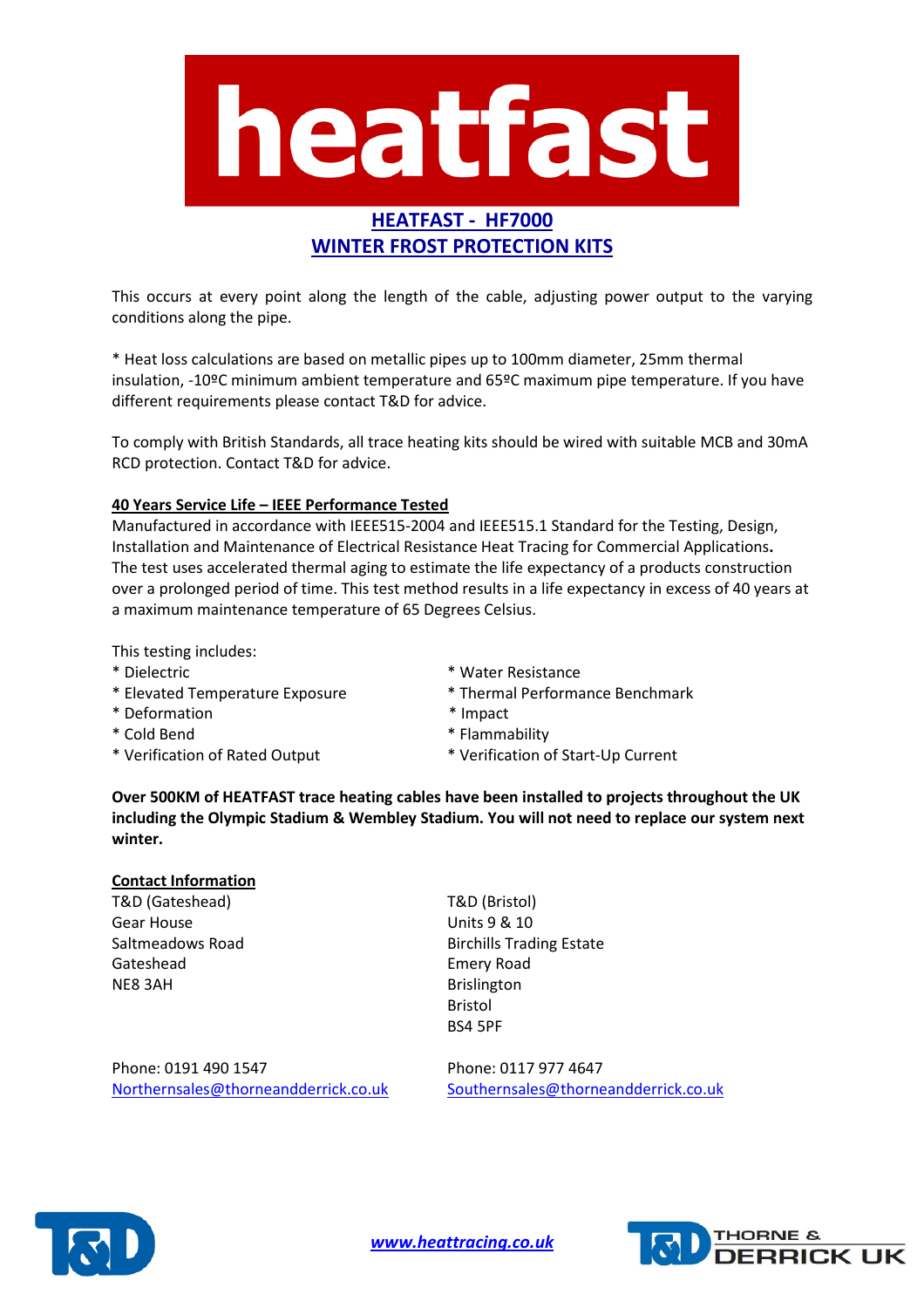# heatfast

## HEATFAST - HF7000
## WINTER FROST PROTECTION KITS

This occurs at every point along the length of the cable, adjusting power output to the varying conditions along the pipe.

* Heat loss calculations are based on metallic pipes up to 100mm diameter, 25mm thermal insulation, -10ºC minimum ambient temperature and 65ºC maximum pipe temperature. If you have different requirements please contact T&D for advice.

To comply with British Standards, all trace heating kits should be wired with suitable MCB and 30mA RCD protection. Contact T&D for advice.

### 40 Years Service Life – IEEE Performance Tested

Manufactured in accordance with IEEE515-2004 and IEEE515.1 Standard for the Testing, Design, Installation and Maintenance of Electrical Resistance Heat Tracing for Commercial Applications**.** The test uses accelerated thermal aging to estimate the life expectancy of a products construction over a prolonged period of time. This test method results in a life expectancy in excess of 40 years at a maximum maintenance temperature of 65 Degrees Celsius.

This testing includes:

* Dielectric
* Elevated Temperature Exposure
* Deformation
* Cold Bend
* Verification of Rated Output
* Water Resistance
* Thermal Performance Benchmark
* Impact
* Flammability
* Verification of Start-Up Current

**Over 500KM of HEATFAST trace heating cables have been installed to projects throughout the UK including the Olympic Stadium & Wembley Stadium. You will not need to replace our system next winter.**

### Contact Information

T&D (Gateshead)
Gear House
Saltmeadows Road
Gateshead
NE8 3AH

Phone: 0191 490 1547
Northernsales@thorneandderrick.co.uk

T&D (Bristol)
Units 9 & 10
Birchills Trading Estate
Emery Road
Brislington
Bristol
BS4 5PF

Phone: 0117 977 4647
Southernsales@thorneandderrick.co.uk

*www.heattracing.co.uk*

T&D THORNE & DERRICK UK